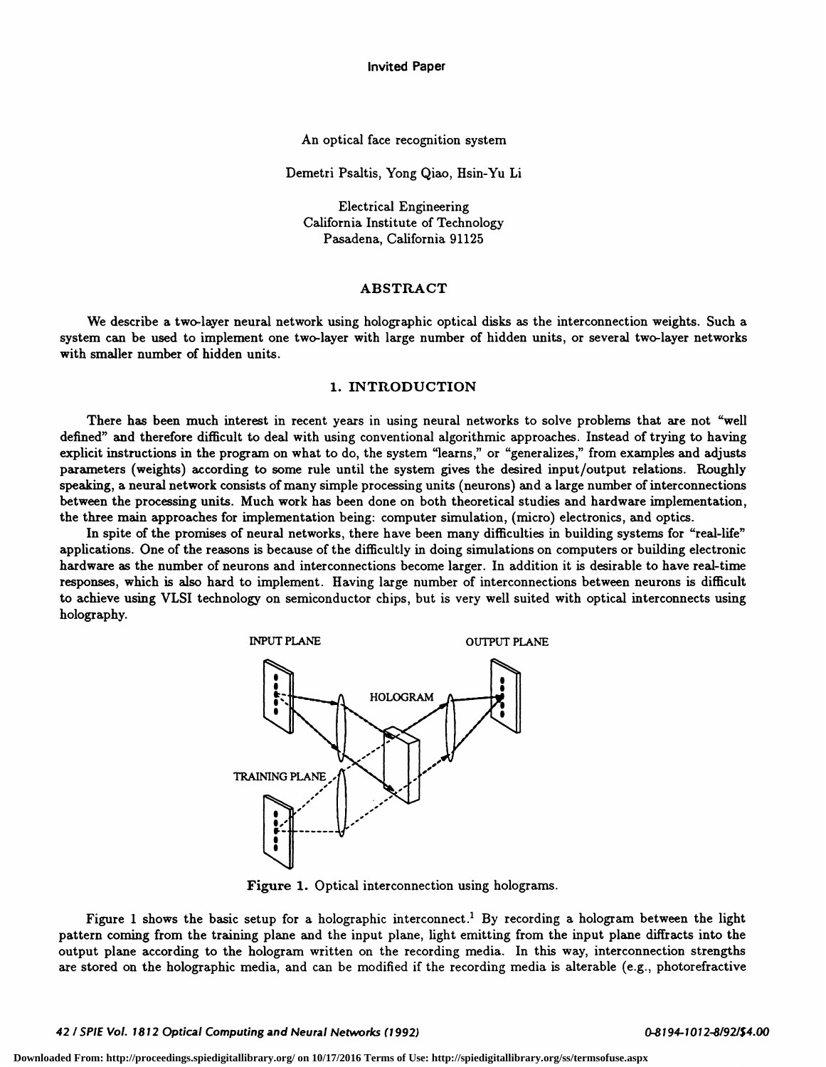Invited Paper

# An optical face recognition system

Demetri Psaltis, Yong Qiao, Hsin-Yu Li

Electrical Engineering
California Institute of Technology
Pasadena, California 91125

## ABSTRACT

We describe a two-layer neural network using holographic optical disks as the interconnection weights. Such a system can be used to implement one two-layer with large number of hidden units, or several two-layer networks with smaller number of hidden units.

## 1. INTRODUCTION

There has been much interest in recent years in using neural networks to solve problems that are not "well defined" and therefore difficult to deal with using conventional algorithmic approaches. Instead of trying to having explicit instructions in the program on what to do, the system "learns," or "generalizes," from examples and adjusts parameters (weights) according to some rule until the system gives the desired input/output relations. Roughly speaking, a neural network consists of many simple processing units (neurons) and a large number of interconnections between the processing units. Much work has been done on both theoretical studies and hardware implementation, the three main approaches for implementation being: computer simulation, (micro) electronics, and optics.

In spite of the promises of neural networks, there have been many difficulties in building systems for "real-life" applications. One of the reasons is because of the difficultly in doing simulations on computers or building electronic hardware as the number of neurons and interconnections become larger. In addition it is desirable to have real-time responses, which is also hard to implement. Having large number of interconnections between neurons is difficult to achieve using VLSI technology on semiconductor chips, but is very well suited with optical interconnects using holography.

**Figure 1.** Optical interconnection using holograms.

Figure 1 shows the basic setup for a holographic interconnect.[1] By recording a hologram between the light pattern coming from the training plane and the input plane, light emitting from the input plane diffracts into the output plane according to the hologram written on the recording media. In this way, interconnection strengths are stored on the holographic media, and can be modified if the recording media is alterable (e.g., photorefractive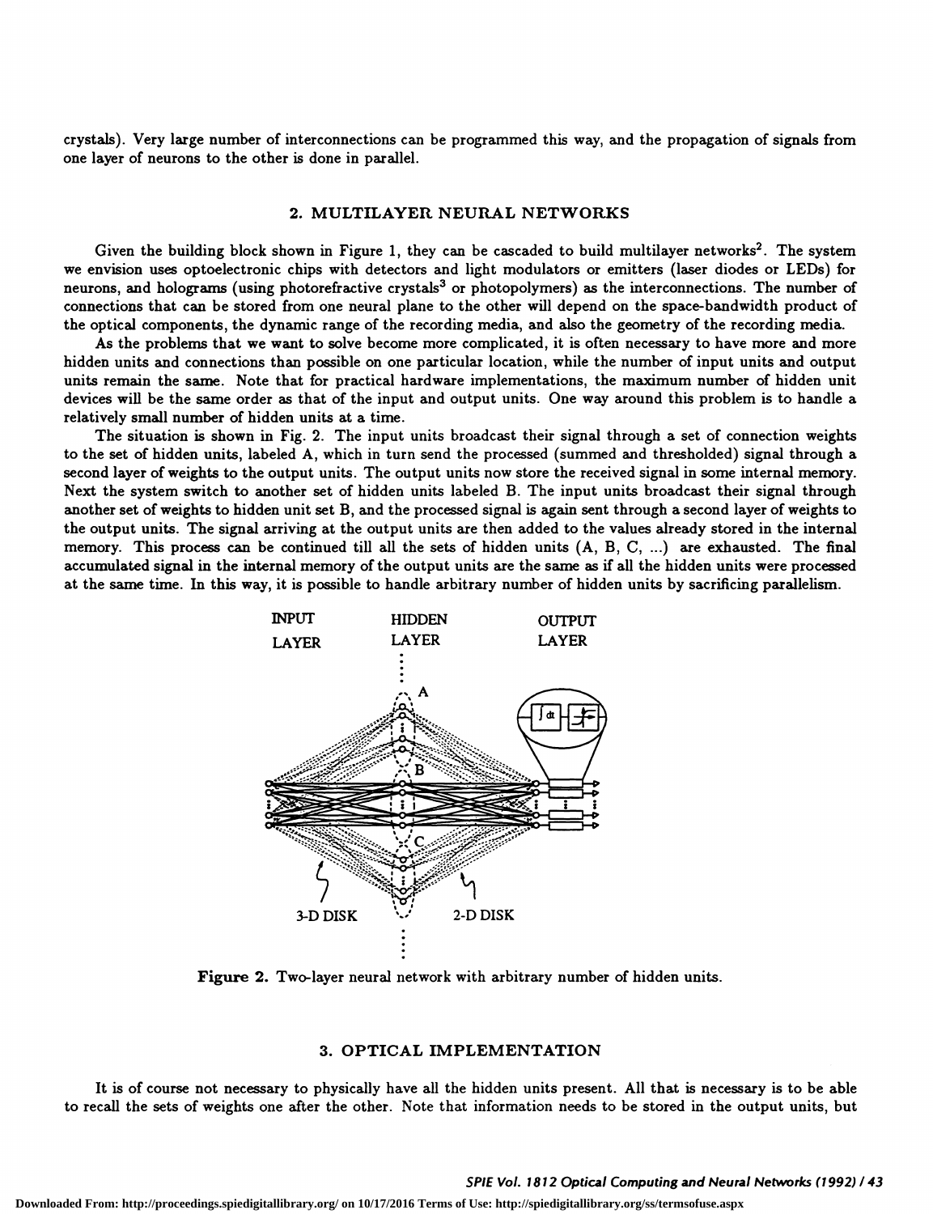crystals). Very large number of interconnections can be programmed this way, and the propagation of signals from one layer of neurons to the other is done in parallel.

## 2. MULTILAYER NEURAL NETWORKS

Given the building block shown in Figure 1, they can be cascaded to build multilayer networks[2]. The system we envision uses optoelectronic chips with detectors and light modulators or emitters (laser diodes or LEDs) for neurons, and holograms (using photorefractive crystals[3] or photopolymers) as the interconnections. The number of connections that can be stored from one neural plane to the other will depend on the space-bandwidth product of the optical components, the dynamic range of the recording media, and also the geometry of the recording media.

As the problems that we want to solve become more complicated, it is often necessary to have more and more hidden units and connections than possible on one particular location, while the number of input units and output units remain the same. Note that for practical hardware implementations, the maximum number of hidden unit devices will be the same order as that of the input and output units. One way around this problem is to handle a relatively small number of hidden units at a time.

The situation is shown in Fig. 2. The input units broadcast their signal through a set of connection weights to the set of hidden units, labeled A, which in turn send the processed (summed and thresholded) signal through a second layer of weights to the output units. The output units now store the received signal in some internal memory. Next the system switch to another set of hidden units labeled B. The input units broadcast their signal through another set of weights to hidden unit set B, and the processed signal is again sent through a second layer of weights to the output units. The signal arriving at the output units are then added to the values already stored in the internal memory. This process can be continued till all the sets of hidden units (A, B, C, ...) are exhausted. The final accumulated signal in the internal memory of the output units are the same as if all the hidden units were processed at the same time. In this way, it is possible to handle arbitrary number of hidden units by sacrificing parallelism.

INPUT LAYER — HIDDEN LAYER — OUTPUT LAYER — A — B — C — 3-D DISK — 2-D DISK

**Figure 2.** Two-layer neural network with arbitrary number of hidden units.

## 3. OPTICAL IMPLEMENTATION

It is of course not necessary to physically have all the hidden units present. All that is necessary is to be able to recall the sets of weights one after the other. Note that information needs to be stored in the output units, but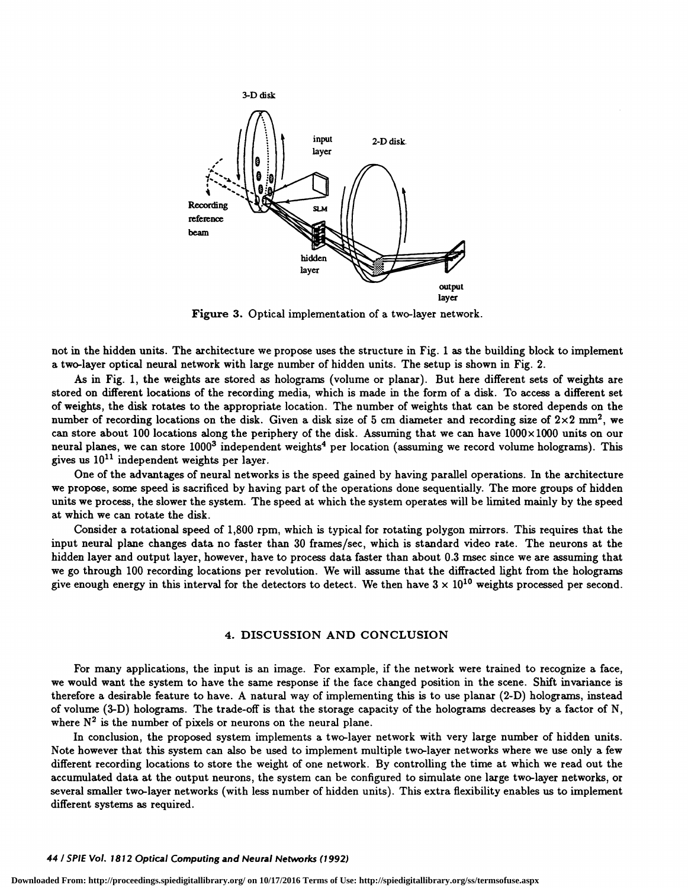**Figure 3.** Optical implementation of a two-layer network.

not in the hidden units. The architecture we propose uses the structure in Fig. 1 as the building block to implement a two-layer optical neural network with large number of hidden units. The setup is shown in Fig. 2.

As in Fig. 1, the weights are stored as holograms (volume or planar). But here different sets of weights are stored on different locations of the recording media, which is made in the form of a disk. To access a different set of weights, the disk rotates to the appropriate location. The number of weights that can be stored depends on the number of recording locations on the disk. Given a disk size of 5 cm diameter and recording size of $2\times2$ mm$^2$, we can store about 100 locations along the periphery of the disk. Assuming that we can have $1000\times1000$ units on our neural planes, we can store $1000^3$ independent weights[4] per location (assuming we record volume holograms). This gives us $10^{11}$ independent weights per layer.

One of the advantages of neural networks is the speed gained by having parallel operations. In the architecture we propose, some speed is sacrificed by having part of the operations done sequentially. The more groups of hidden units we process, the slower the system. The speed at which the system operates will be limited mainly by the speed at which we can rotate the disk.

Consider a rotational speed of 1,800 rpm, which is typical for rotating polygon mirrors. This requires that the input neural plane changes data no faster than 30 frames/sec, which is standard video rate. The neurons at the hidden layer and output layer, however, have to process data faster than about 0.3 msec since we are assuming that we go through 100 recording locations per revolution. We will assume that the diffracted light from the holograms give enough energy in this interval for the detectors to detect. We then have $3\times10^{10}$ weights processed per second.

## 4. DISCUSSION AND CONCLUSION

For many applications, the input is an image. For example, if the network were trained to recognize a face, we would want the system to have the same response if the face changed position in the scene. Shift invariance is therefore a desirable feature to have. A natural way of implementing this is to use planar (2-D) holograms, instead of volume (3-D) holograms. The trade-off is that the storage capacity of the holograms decreases by a factor of N, where $N^2$ is the number of pixels or neurons on the neural plane.

In conclusion, the proposed system implements a two-layer network with very large number of hidden units. Note however that this system can also be used to implement multiple two-layer networks where we use only a few different recording locations to store the weight of one network. By controlling the time at which we read out the accumulated data at the output neurons, the system can be configured to simulate one large two-layer networks, or several smaller two-layer networks (with less number of hidden units). This extra flexibility enables us to implement different systems as required.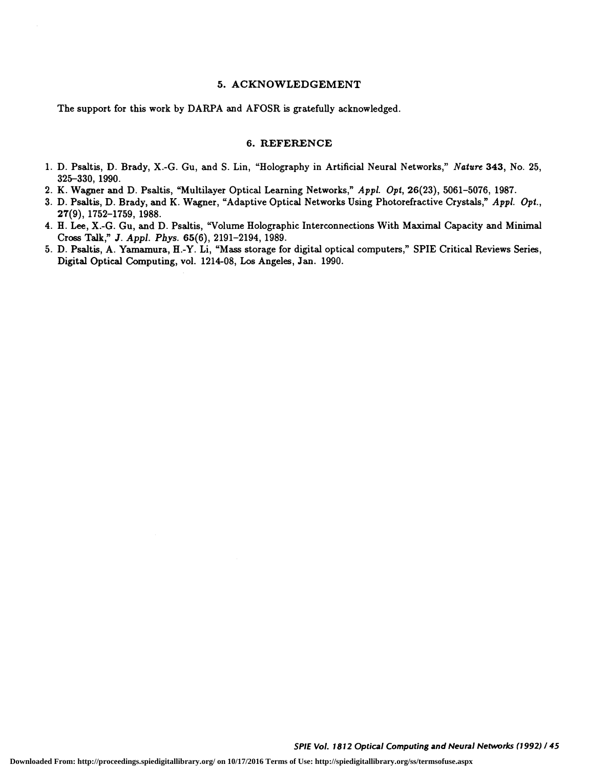## 5. ACKNOWLEDGEMENT

The support for this work by DARPA and AFOSR is gratefully acknowledged.

## 6. REFERENCE

1. D. Psaltis, D. Brady, X.-G. Gu, and S. Lin, "Holography in Artificial Neural Networks," *Nature* **343**, No. 25, 325–330, 1990.
2. K. Wagner and D. Psaltis, "Multilayer Optical Learning Networks," *Appl. Opt*, **26**(23), 5061–5076, 1987.
3. D. Psaltis, D. Brady, and K. Wagner, "Adaptive Optical Networks Using Photorefractive Crystals," *Appl. Opt.*, **27**(9), 1752–1759, 1988.
4. H. Lee, X.-G. Gu, and D. Psaltis, "Volume Holographic Interconnections With Maximal Capacity and Minimal Cross Talk," *J. Appl. Phys.* **65**(6), 2191–2194, 1989.
5. D. Psaltis, A. Yamamura, H.-Y. Li, "Mass storage for digital optical computers," SPIE Critical Reviews Series, Digital Optical Computing, vol. 1214-08, Los Angeles, Jan. 1990.